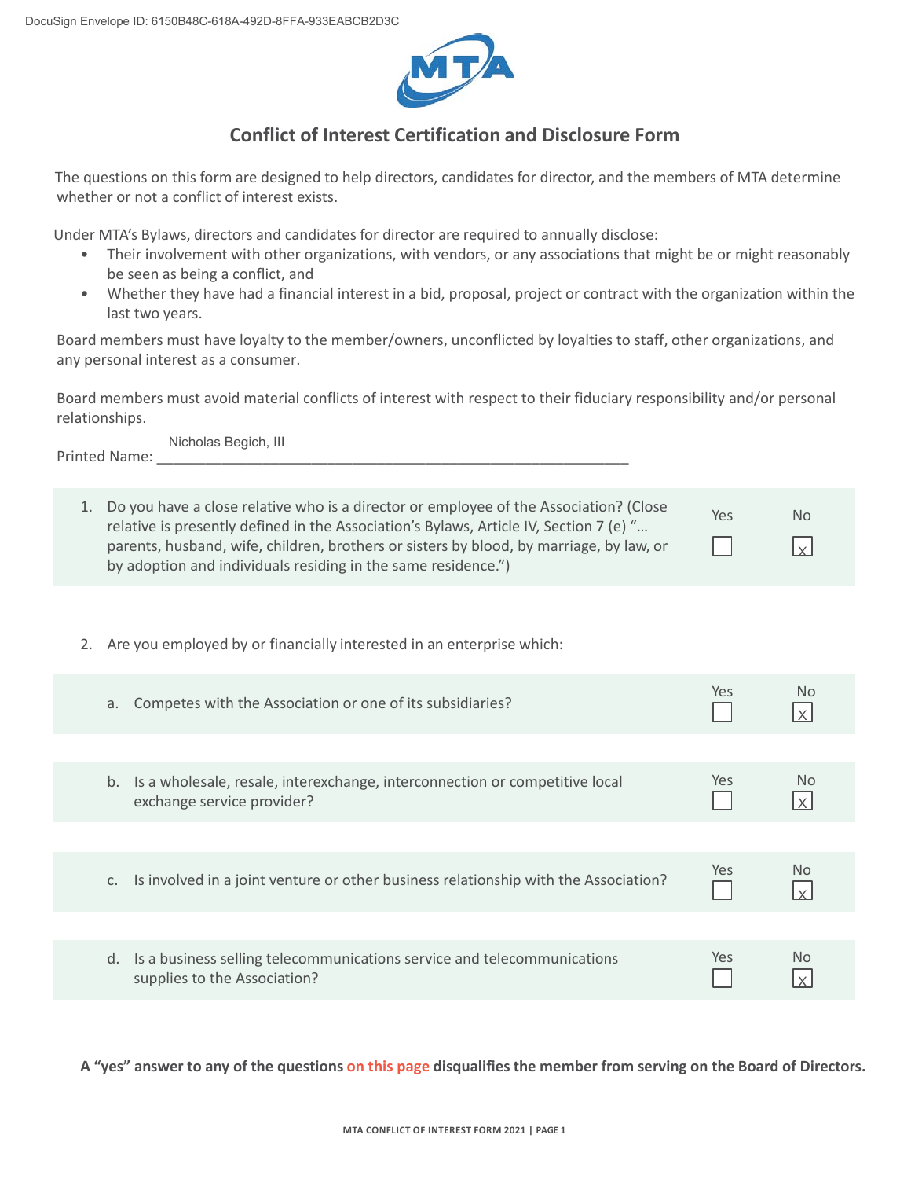DocuSign Envelope ID: 6150B48C-618A-492D-8FFA-933EABCB2D3C

MTA

## Conflict of Interest Certification and Disclosure Form

The questions on this form are designed to help directors, candidates for director, and the members of MTA determine whether or not a conflict of interest exists.

Under MTA's Bylaws, directors and candidates for director are required to annually disclose:

- Their involvement with other organizations, with vendors, or any associations that might be or might reasonably be seen as being a conflict, and
- Whether they have had a financial interest in a bid, proposal, project or contract with the organization within the last two years.

Board members must have loyalty to the member/owners, unconflicted by loyalties to staff, other organizations, and any personal interest as a consumer.

Board members must avoid material conflicts of interest with respect to their fiduciary responsibility and/or personal relationships.

Printed Name: Nicholas Begich, III

| Question | Yes | No |
|---|---|---|
| 1. Do you have a close relative who is a director or employee of the Association? (Close relative is presently defined in the Association's Bylaws, Article IV, Section 7 (e) "… parents, husband, wife, children, brothers or sisters by blood, by marriage, by law, or by adoption and individuals residing in the same residence.") | ☐ | ☒ |

2. Are you employed by or financially interested in an enterprise which:

| Question | Yes | No |
|---|---|---|
| a. Competes with the Association or one of its subsidiaries? | ☐ | ☒ |
| b. Is a wholesale, resale, interexchange, interconnection or competitive local exchange service provider? | ☐ | ☒ |
| c. Is involved in a joint venture or other business relationship with the Association? | ☐ | ☒ |
| d. Is a business selling telecommunications service and telecommunications supplies to the Association? | ☐ | ☒ |

**A "yes" answer to any of the questions on this page disqualifies the member from serving on the Board of Directors.**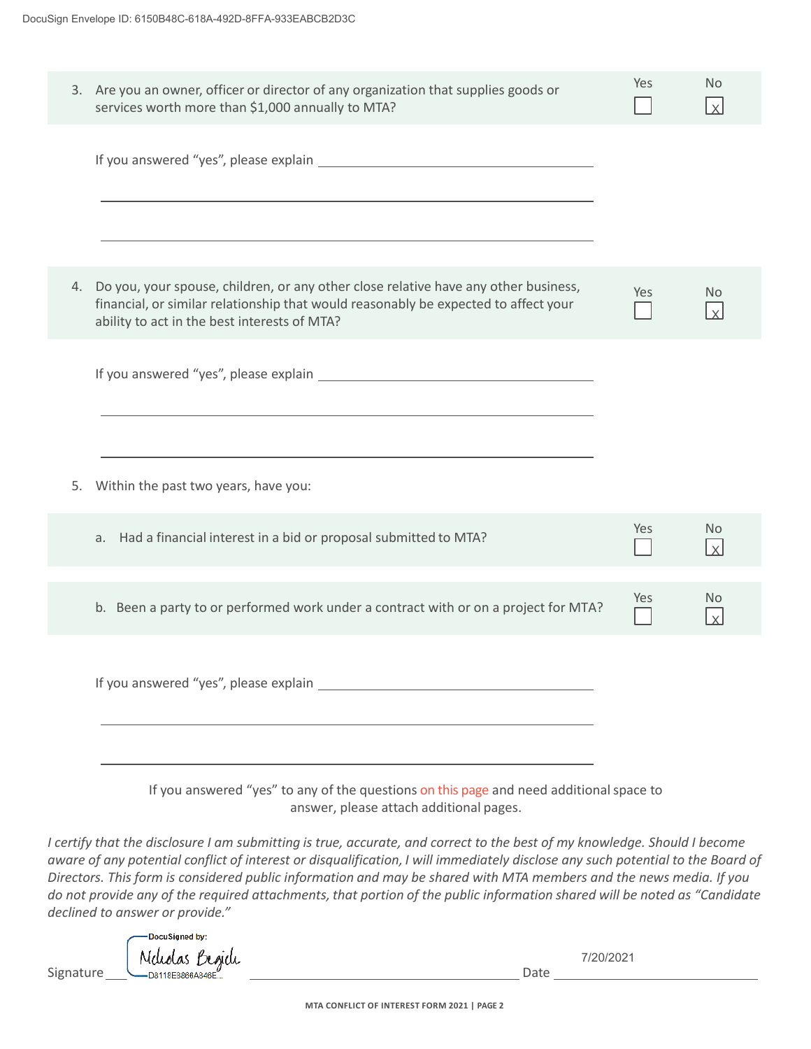| | Yes | No |
|---|---|---|
| 3. Are you an owner, officer or director of any organization that supplies goods or services worth more than $1,000 annually to MTA? | ☐ | ☒ |

If you answered "yes", please explain ______________________________

______________________________

______________________________

| | Yes | No |
|---|---|---|
| 4. Do you, your spouse, children, or any other close relative have any other business, financial, or similar relationship that would reasonably be expected to affect your ability to act in the best interests of MTA? | ☐ | ☒ |

If you answered "yes", please explain ______________________________

______________________________

______________________________

5. Within the past two years, have you:

| | Yes | No |
|---|---|---|
| a. Had a financial interest in a bid or proposal submitted to MTA? | ☐ | ☒ |
| b. Been a party to or performed work under a contract with or on a project for MTA? | ☐ | ☒ |

If you answered "yes", please explain ______________________________

______________________________

______________________________

If you answered "yes" to any of the questions on this page and need additional space to answer, please attach additional pages.

*I certify that the disclosure I am submitting is true, accurate, and correct to the best of my knowledge. Should I become aware of any potential conflict of interest or disqualification, I will immediately disclose any such potential to the Board of Directors. This form is considered public information and may be shared with MTA members and the news media. If you do not provide any of the required attachments, that portion of the public information shared will be noted as "Candidate declined to answer or provide."*

Signature: DocuSigned by: Nicholas Begich — D8118E3886A346E... Date: 7/20/2021